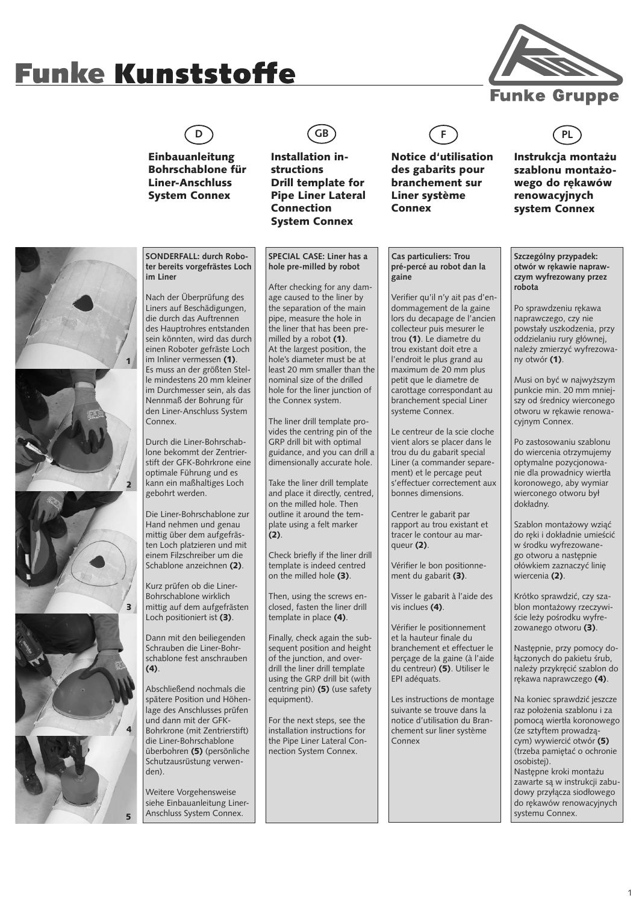# Funke Kunststoffe

Funke Gruppe

## D

### Einbauanleitung Bohrschablone für Liner-Anschluss System Connex

**SONDERFALL: durch Roboter bereits vorgefrästes Loch im Liner**

Nach der Überprüfung des Liners auf Beschädigungen, die durch das Auftrennen des Hauptrohres entstanden sein könnten, wird das durch einen Roboter gefräste Loch im Inliner vermessen **(1)**. Es muss an der größten Stelle mindestens 20 mm kleiner im Durchmesser sein, als das Nennmaß der Bohrung für den Liner-Anschluss System Connex.

Durch die Liner-Bohrschablone bekommt der Zentrierstift der GFK-Bohrkrone eine optimale Führung und es kann ein maßhaltiges Loch gebohrt werden.

Die Liner-Bohrschablone zur Hand nehmen und genau mittig über dem aufgefrästen Loch platzieren und mit einem Filzschreiber um die Schablone anzeichnen **(2)**.

Kurz prüfen ob die Liner-Bohrschablone wirklich mittig auf dem aufgefrästen Loch positioniert ist **(3)**.

Dann mit den beiliegenden Schrauben die Liner-Bohrschablone fest anschrauben **(4)**.

Abschließend nochmals die spätere Position und Höhenlage des Anschlusses prüfen und dann mit der GFK-Bohrkrone (mit Zentrierstift) die Liner-Bohrschablone überbohren **(5)** (persönliche Schutzausrüstung verwenden).

Weitere Vorgehensweise siehe Einbauanleitung Liner-Anschluss System Connex.

## GB

### Installation instructions Drill template for Pipe Liner Lateral Connection System Connex

**SPECIAL CASE: Liner has a hole pre-milled by robot**

After checking for any damage caused to the liner by the separation of the main pipe, measure the hole in the liner that has been pre-milled by a robot **(1)**. At the largest position, the hole's diameter must be at least 20 mm smaller than the nominal size of the drilled hole for the liner junction of the Connex system.

The liner drill template provides the centring pin of the GRP drill bit with optimal guidance, and you can drill a dimensionally accurate hole.

Take the liner drill template and place it directly, centred, on the milled hole. Then outline it around the template using a felt marker **(2)**.

Check briefly if the liner drill template is indeed centred on the milled hole **(3)**.

Then, using the screws enclosed, fasten the liner drill template in place **(4)**.

Finally, check again the subsequent position and height of the junction, and overdrill the liner drill template using the GRP drill bit (with centring pin) **(5)** (use safety equipment).

For the next steps, see the installation instructions for the Pipe Liner Lateral Connection System Connex.

## F

### Notice d'utilisation des gabarits pour branchement sur Liner système Connex

**Cas particuliers: Trou pré-percé au robot dan la gaine**

Verifier qu'il n'y ait pas d'endommagement de la gaine lors du decapage de l'ancien collecteur puis mesurer le trou **(1)**. Le diametre du trou existant doit etre a l'endroit le plus grand au maximum de 20 mm plus petit que le diametre de carottage correspondant au branchement special Liner systeme Connex.

Le centreur de la scie cloche vient alors se placer dans le trou du du gabarit special Liner (a commander separement) et le percage peut s'effectuer correctement aux bonnes dimensions.

Centrer le gabarit par rapport au trou existant et tracer le contour au marqueur **(2)**.

Vérifier le bon positionnement du gabarit **(3)**.

Visser le gabarit à l'aide des vis inclues **(4)**.

Vérifier le positionnement et la hauteur finale du branchement et effectuer le perçage de la gaine (à l'aide du centreur) **(5)**. Utiliser le EPI adéquats.

Les instructions de montage suivante se trouve dans la notice d'utilisation du Branchement sur liner système Connex

## PL

### Instrukcja montażu szablonu montażowego do rękawów renowacyjnych system Connex

**Szczególny przypadek: otwór w rękawie naprawczym wyfrezowany przez robota**

Po sprawdzeniu rękawa naprawczego, czy nie powstały uszkodzenia, przy oddzielaniu rury głównej, należy zmierzyć wyfrezowany otwór **(1)**.

Musi on być w najwyższym punkcie min. 20 mm mniejszy od średnicy wierconego otworu w rękawie renowacyjnym Connex.

Po zastosowaniu szablonu do wiercenia otrzymujemy optymalne pozycjonowanie dla prowadnicy wiertła koronowego, aby wymiar wierconego otworu był dokładny.

Szablon montażowy wziąć do ręki i dokładnie umieścić w środku wyfrezowanego otworu a następnie ołówkiem zaznaczyć linię wiercenia **(2)**.

Krótko sprawdzić, czy szablon montażowy rzeczywiście leży pośrodku wyfrezowanego otworu **(3)**.

Następnie, przy pomocy dołączonych do pakietu śrub, należy przykręcić szablon do rękawa naprawczego **(4)**.

Na koniec sprawdzić jeszcze raz położenia szablonu i za pomocą wiertła koronowego (ze sztyftem prowadzącym) wywiercić otwór **(5)** (trzeba pamiętać o ochronie osobistej).
Następne kroki montażu zawarte są w instrukcji zabudowy przyłącza siodłowego do rękawów renowacyjnych systemu Connex.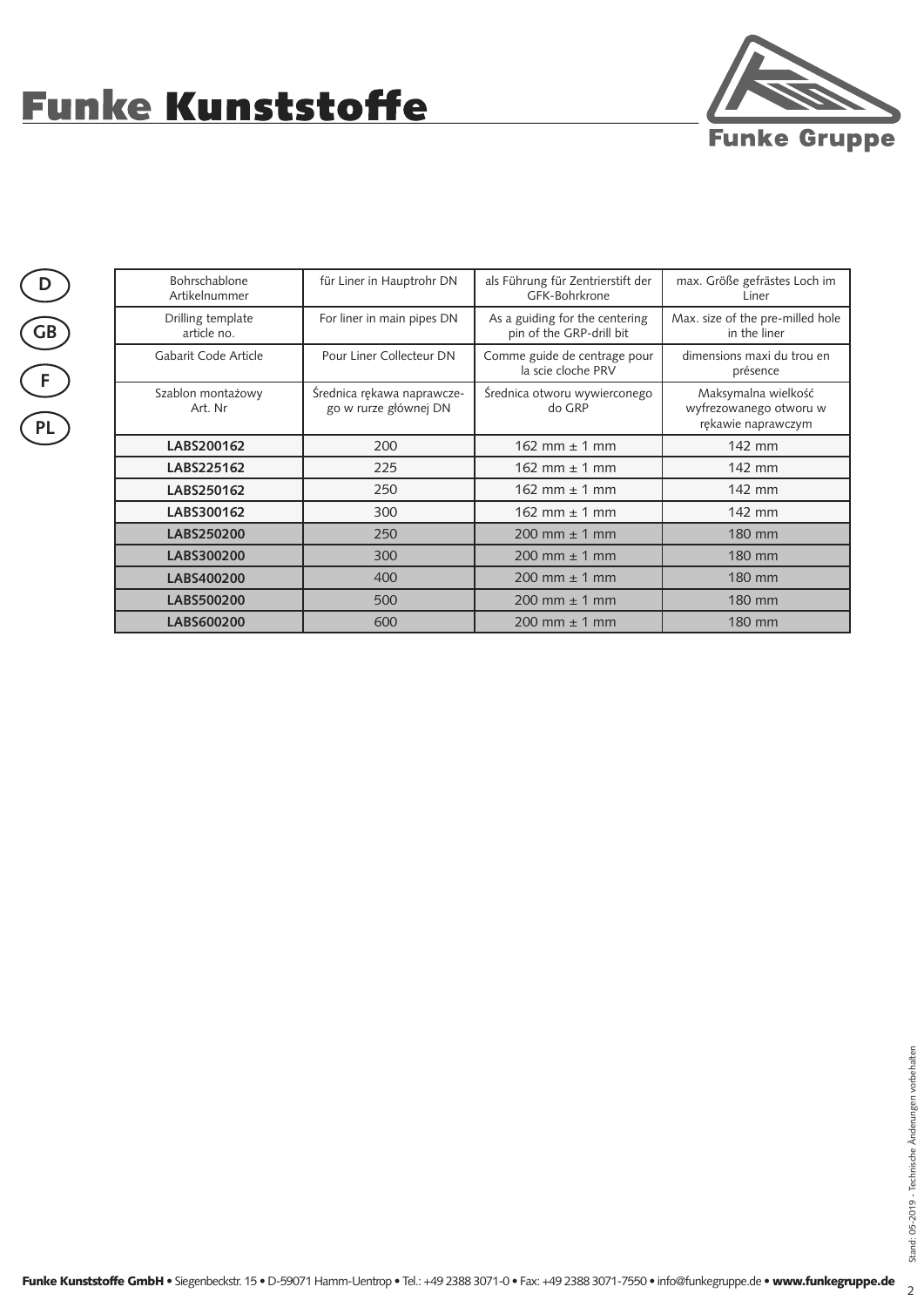# Funke Kunststoffe

Funke Gruppe

D | GB | F | PL

| Bohrschablone Artikelnummer | für Liner in Hauptrohr DN | als Führung für Zentrierstift der GFK-Bohrkrone | max. Größe gefrästes Loch im Liner |
|---|---|---|---|
| Drilling template article no. | For liner in main pipes DN | As a guiding for the centering pin of the GRP-drill bit | Max. size of the pre-milled hole in the liner |
| Gabarit Code Article | Pour Liner Collecteur DN | Comme guide de centrage pour la scie cloche PRV | dimensions maxi du trou en présence |
| Szablon montażowy Art. Nr | Średnica rękawa naprawczego w rurze głównej DN | Średnica otworu wywierconego do GRP | Maksymalna wielkość wyfrezowanego otworu w rękawie naprawczym |
| **LABS200162** | 200 | 162 mm ± 1 mm | 142 mm |
| **LABS225162** | 225 | 162 mm ± 1 mm | 142 mm |
| **LABS250162** | 250 | 162 mm ± 1 mm | 142 mm |
| **LABS300162** | 300 | 162 mm ± 1 mm | 142 mm |
| **LABS250200** | 250 | 200 mm ± 1 mm | 180 mm |
| **LABS300200** | 300 | 200 mm ± 1 mm | 180 mm |
| **LABS400200** | 400 | 200 mm ± 1 mm | 180 mm |
| **LABS500200** | 500 | 200 mm ± 1 mm | 180 mm |
| **LABS600200** | 600 | 200 mm ± 1 mm | 180 mm |

Stand: 05-2019 - Technische Änderungen vorbehalten

**Funke Kunststoffe GmbH** • Siegenbeckstr. 15 • D-59071 Hamm-Uentrop • Tel.: +49 2388 3071-0 • Fax: +49 2388 3071-7550 • info@funkegruppe.de • **www.funkegruppe.de**